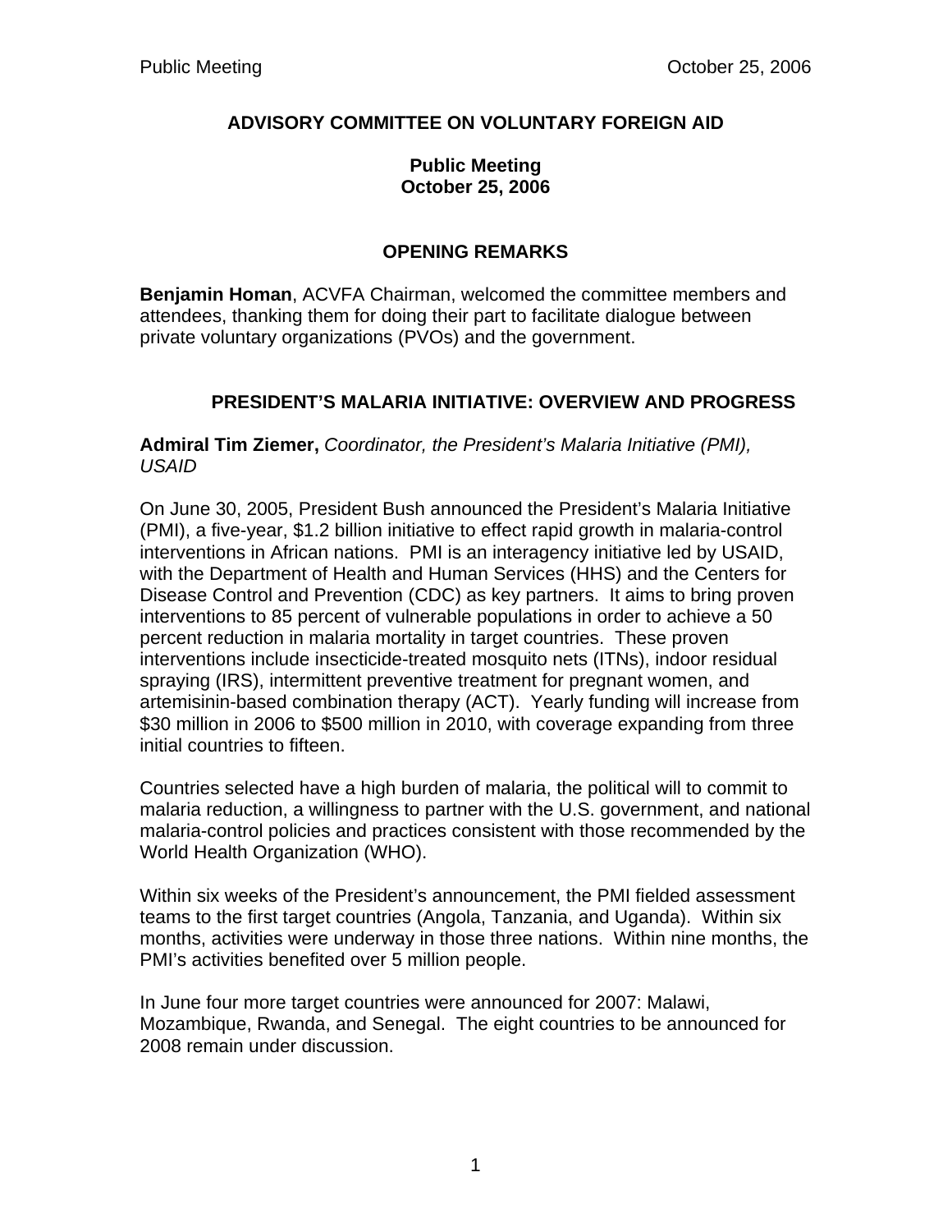# ADVISORY COMMITTEE ON VOLUNTARY FOREIGN AID

**Public Meeting**
**October 25, 2006**

## OPENING REMARKS

**Benjamin Homan**, ACVFA Chairman, welcomed the committee members and attendees, thanking them for doing their part to facilitate dialogue between private voluntary organizations (PVOs) and the government.

## PRESIDENT'S MALARIA INITIATIVE: OVERVIEW AND PROGRESS

**Admiral Tim Ziemer,** *Coordinator, the President's Malaria Initiative (PMI), USAID*

On June 30, 2005, President Bush announced the President's Malaria Initiative (PMI), a five-year, $1.2 billion initiative to effect rapid growth in malaria-control interventions in African nations. PMI is an interagency initiative led by USAID, with the Department of Health and Human Services (HHS) and the Centers for Disease Control and Prevention (CDC) as key partners. It aims to bring proven interventions to 85 percent of vulnerable populations in order to achieve a 50 percent reduction in malaria mortality in target countries. These proven interventions include insecticide-treated mosquito nets (ITNs), indoor residual spraying (IRS), intermittent preventive treatment for pregnant women, and artemisinin-based combination therapy (ACT). Yearly funding will increase from $30 million in 2006 to $500 million in 2010, with coverage expanding from three initial countries to fifteen.

Countries selected have a high burden of malaria, the political will to commit to malaria reduction, a willingness to partner with the U.S. government, and national malaria-control policies and practices consistent with those recommended by the World Health Organization (WHO).

Within six weeks of the President's announcement, the PMI fielded assessment teams to the first target countries (Angola, Tanzania, and Uganda). Within six months, activities were underway in those three nations. Within nine months, the PMI's activities benefited over 5 million people.

In June four more target countries were announced for 2007: Malawi, Mozambique, Rwanda, and Senegal. The eight countries to be announced for 2008 remain under discussion.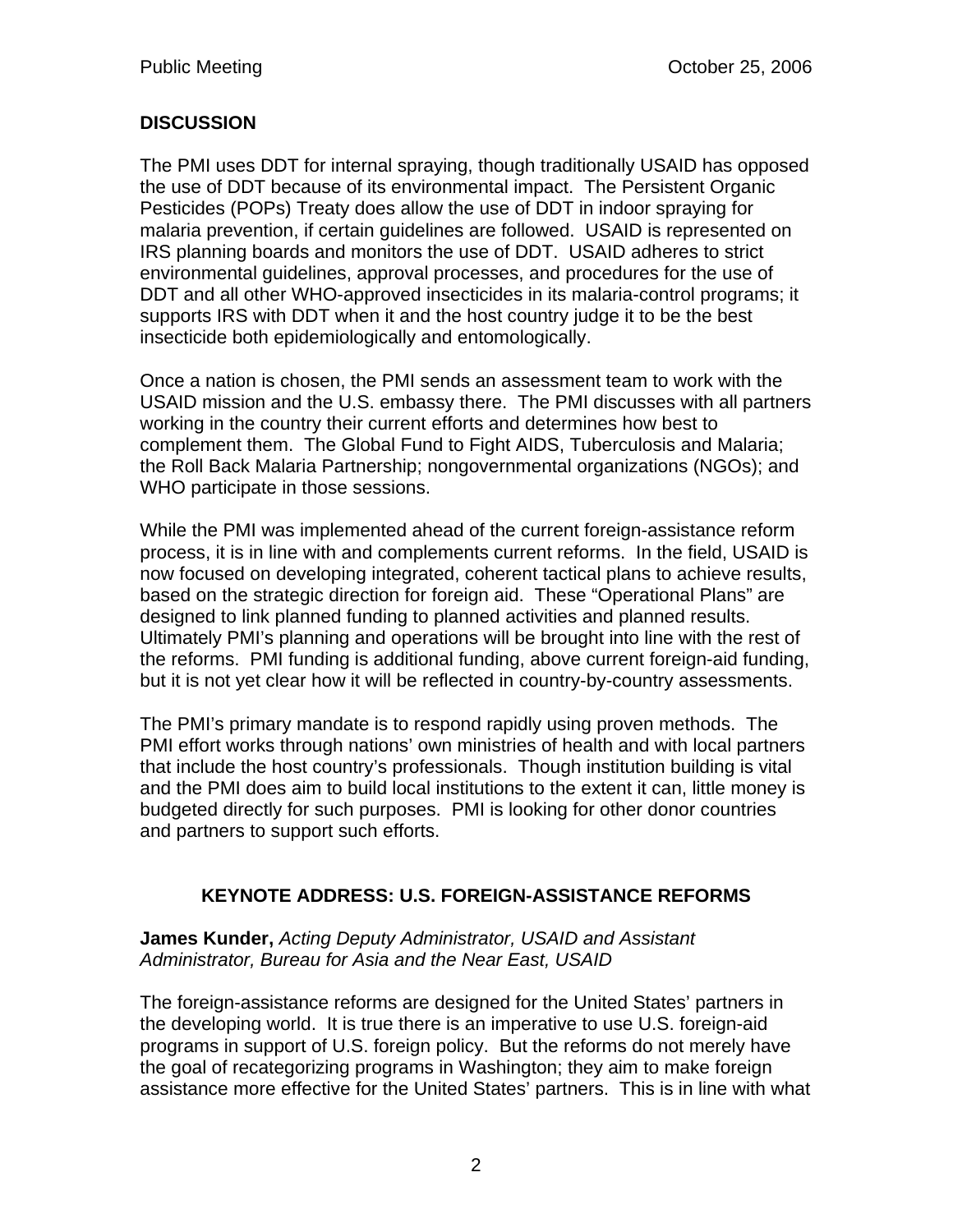## DISCUSSION

The PMI uses DDT for internal spraying, though traditionally USAID has opposed the use of DDT because of its environmental impact. The Persistent Organic Pesticides (POPs) Treaty does allow the use of DDT in indoor spraying for malaria prevention, if certain guidelines are followed. USAID is represented on IRS planning boards and monitors the use of DDT. USAID adheres to strict environmental guidelines, approval processes, and procedures for the use of DDT and all other WHO-approved insecticides in its malaria-control programs; it supports IRS with DDT when it and the host country judge it to be the best insecticide both epidemiologically and entomologically.

Once a nation is chosen, the PMI sends an assessment team to work with the USAID mission and the U.S. embassy there. The PMI discusses with all partners working in the country their current efforts and determines how best to complement them. The Global Fund to Fight AIDS, Tuberculosis and Malaria; the Roll Back Malaria Partnership; nongovernmental organizations (NGOs); and WHO participate in those sessions.

While the PMI was implemented ahead of the current foreign-assistance reform process, it is in line with and complements current reforms. In the field, USAID is now focused on developing integrated, coherent tactical plans to achieve results, based on the strategic direction for foreign aid. These "Operational Plans" are designed to link planned funding to planned activities and planned results. Ultimately PMI's planning and operations will be brought into line with the rest of the reforms. PMI funding is additional funding, above current foreign-aid funding, but it is not yet clear how it will be reflected in country-by-country assessments.

The PMI's primary mandate is to respond rapidly using proven methods. The PMI effort works through nations' own ministries of health and with local partners that include the host country's professionals. Though institution building is vital and the PMI does aim to build local institutions to the extent it can, little money is budgeted directly for such purposes. PMI is looking for other donor countries and partners to support such efforts.

## KEYNOTE ADDRESS: U.S. FOREIGN-ASSISTANCE REFORMS

**James Kunder,** *Acting Deputy Administrator, USAID and Assistant Administrator, Bureau for Asia and the Near East, USAID*

The foreign-assistance reforms are designed for the United States' partners in the developing world. It is true there is an imperative to use U.S. foreign-aid programs in support of U.S. foreign policy. But the reforms do not merely have the goal of recategorizing programs in Washington; they aim to make foreign assistance more effective for the United States' partners. This is in line with what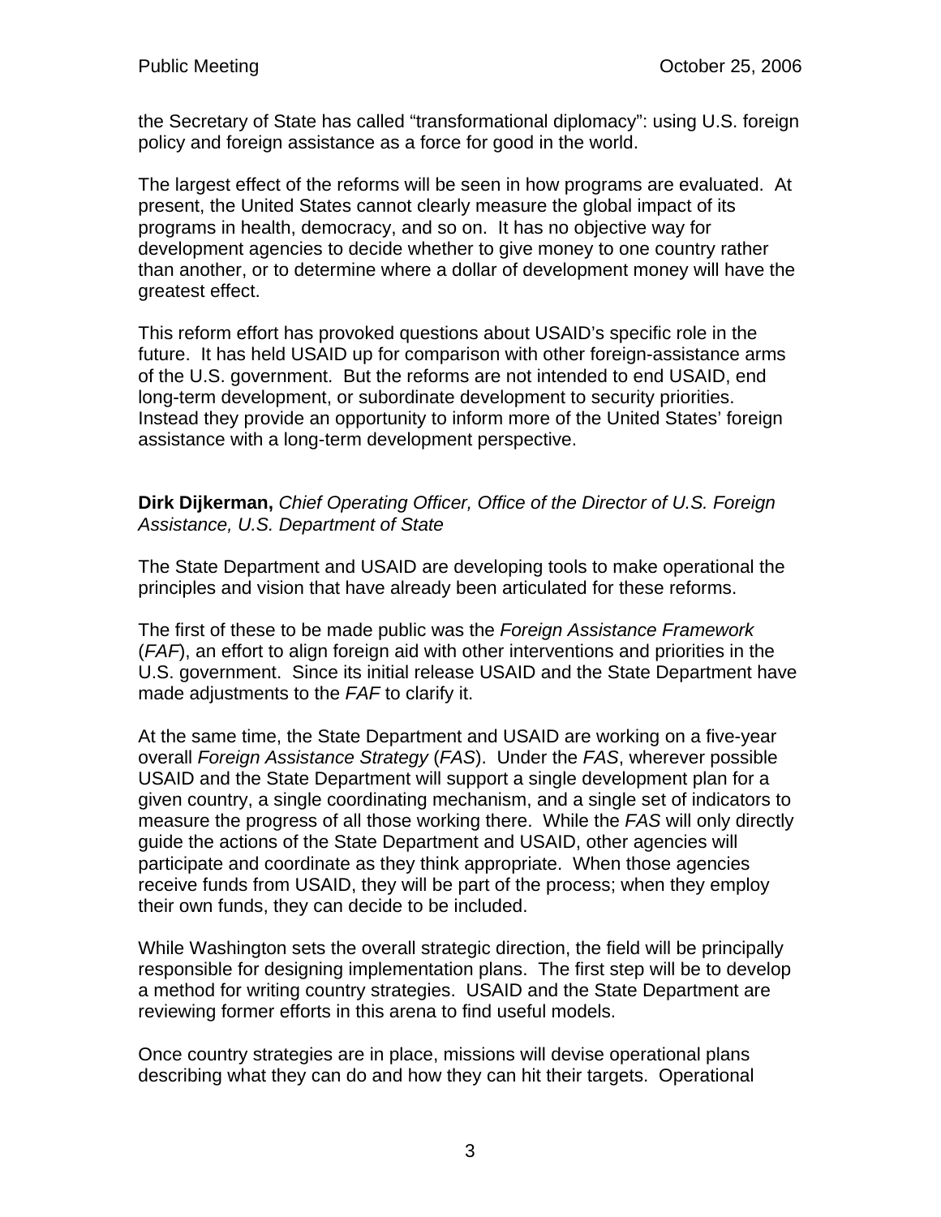the Secretary of State has called "transformational diplomacy": using U.S. foreign policy and foreign assistance as a force for good in the world.

The largest effect of the reforms will be seen in how programs are evaluated. At present, the United States cannot clearly measure the global impact of its programs in health, democracy, and so on. It has no objective way for development agencies to decide whether to give money to one country rather than another, or to determine where a dollar of development money will have the greatest effect.

This reform effort has provoked questions about USAID's specific role in the future. It has held USAID up for comparison with other foreign-assistance arms of the U.S. government. But the reforms are not intended to end USAID, end long-term development, or subordinate development to security priorities. Instead they provide an opportunity to inform more of the United States' foreign assistance with a long-term development perspective.

**Dirk Dijkerman,** *Chief Operating Officer, Office of the Director of U.S. Foreign Assistance, U.S. Department of State*

The State Department and USAID are developing tools to make operational the principles and vision that have already been articulated for these reforms.

The first of these to be made public was the *Foreign Assistance Framework* (*FAF*), an effort to align foreign aid with other interventions and priorities in the U.S. government. Since its initial release USAID and the State Department have made adjustments to the *FAF* to clarify it.

At the same time, the State Department and USAID are working on a five-year overall *Foreign Assistance Strategy* (*FAS*). Under the *FAS*, wherever possible USAID and the State Department will support a single development plan for a given country, a single coordinating mechanism, and a single set of indicators to measure the progress of all those working there. While the *FAS* will only directly guide the actions of the State Department and USAID, other agencies will participate and coordinate as they think appropriate. When those agencies receive funds from USAID, they will be part of the process; when they employ their own funds, they can decide to be included.

While Washington sets the overall strategic direction, the field will be principally responsible for designing implementation plans. The first step will be to develop a method for writing country strategies. USAID and the State Department are reviewing former efforts in this arena to find useful models.

Once country strategies are in place, missions will devise operational plans describing what they can do and how they can hit their targets. Operational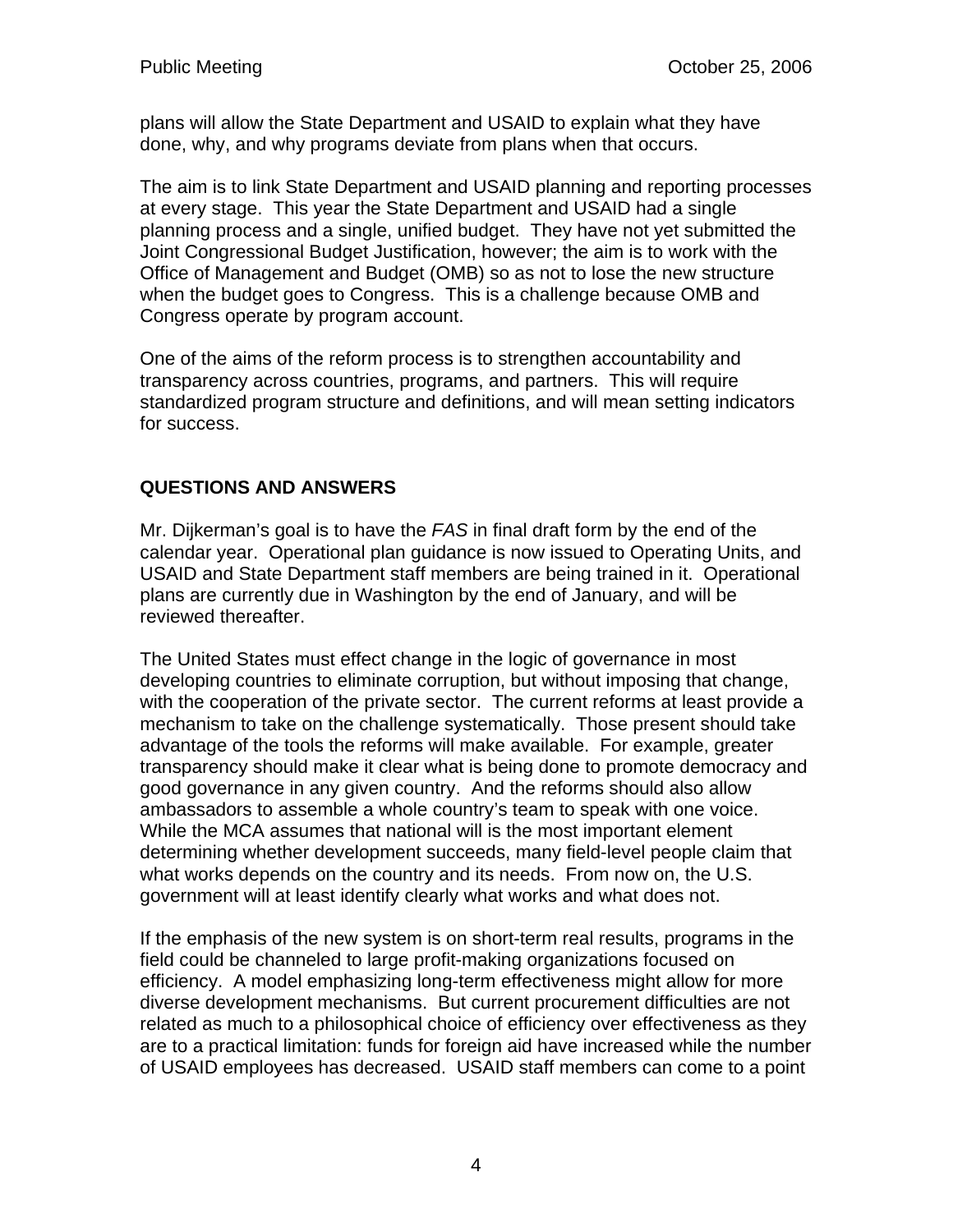plans will allow the State Department and USAID to explain what they have done, why, and why programs deviate from plans when that occurs.

The aim is to link State Department and USAID planning and reporting processes at every stage. This year the State Department and USAID had a single planning process and a single, unified budget. They have not yet submitted the Joint Congressional Budget Justification, however; the aim is to work with the Office of Management and Budget (OMB) so as not to lose the new structure when the budget goes to Congress. This is a challenge because OMB and Congress operate by program account.

One of the aims of the reform process is to strengthen accountability and transparency across countries, programs, and partners. This will require standardized program structure and definitions, and will mean setting indicators for success.

## QUESTIONS AND ANSWERS

Mr. Dijkerman's goal is to have the *FAS* in final draft form by the end of the calendar year. Operational plan guidance is now issued to Operating Units, and USAID and State Department staff members are being trained in it. Operational plans are currently due in Washington by the end of January, and will be reviewed thereafter.

The United States must effect change in the logic of governance in most developing countries to eliminate corruption, but without imposing that change, with the cooperation of the private sector. The current reforms at least provide a mechanism to take on the challenge systematically. Those present should take advantage of the tools the reforms will make available. For example, greater transparency should make it clear what is being done to promote democracy and good governance in any given country. And the reforms should also allow ambassadors to assemble a whole country's team to speak with one voice. While the MCA assumes that national will is the most important element determining whether development succeeds, many field-level people claim that what works depends on the country and its needs. From now on, the U.S. government will at least identify clearly what works and what does not.

If the emphasis of the new system is on short-term real results, programs in the field could be channeled to large profit-making organizations focused on efficiency. A model emphasizing long-term effectiveness might allow for more diverse development mechanisms. But current procurement difficulties are not related as much to a philosophical choice of efficiency over effectiveness as they are to a practical limitation: funds for foreign aid have increased while the number of USAID employees has decreased. USAID staff members can come to a point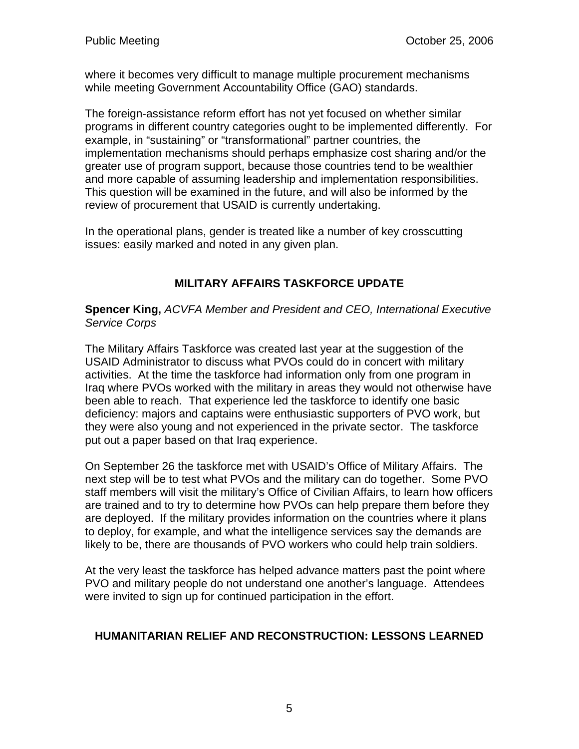where it becomes very difficult to manage multiple procurement mechanisms while meeting Government Accountability Office (GAO) standards.

The foreign-assistance reform effort has not yet focused on whether similar programs in different country categories ought to be implemented differently. For example, in "sustaining" or "transformational" partner countries, the implementation mechanisms should perhaps emphasize cost sharing and/or the greater use of program support, because those countries tend to be wealthier and more capable of assuming leadership and implementation responsibilities. This question will be examined in the future, and will also be informed by the review of procurement that USAID is currently undertaking.

In the operational plans, gender is treated like a number of key crosscutting issues: easily marked and noted in any given plan.

## MILITARY AFFAIRS TASKFORCE UPDATE

**Spencer King,** *ACVFA Member and President and CEO, International Executive Service Corps*

The Military Affairs Taskforce was created last year at the suggestion of the USAID Administrator to discuss what PVOs could do in concert with military activities. At the time the taskforce had information only from one program in Iraq where PVOs worked with the military in areas they would not otherwise have been able to reach. That experience led the taskforce to identify one basic deficiency: majors and captains were enthusiastic supporters of PVO work, but they were also young and not experienced in the private sector. The taskforce put out a paper based on that Iraq experience.

On September 26 the taskforce met with USAID's Office of Military Affairs. The next step will be to test what PVOs and the military can do together. Some PVO staff members will visit the military's Office of Civilian Affairs, to learn how officers are trained and to try to determine how PVOs can help prepare them before they are deployed. If the military provides information on the countries where it plans to deploy, for example, and what the intelligence services say the demands are likely to be, there are thousands of PVO workers who could help train soldiers.

At the very least the taskforce has helped advance matters past the point where PVO and military people do not understand one another's language. Attendees were invited to sign up for continued participation in the effort.

## HUMANITARIAN RELIEF AND RECONSTRUCTION: LESSONS LEARNED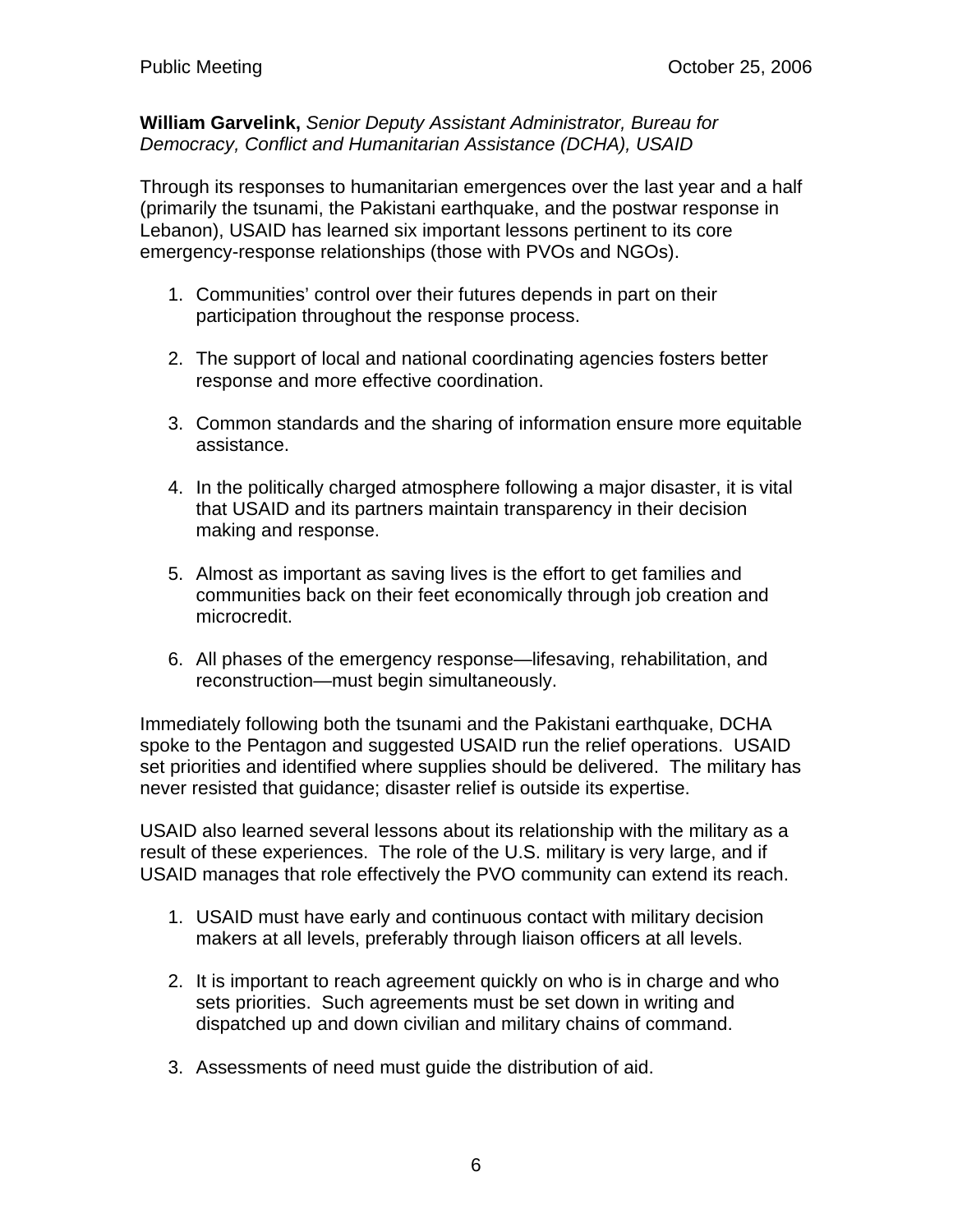**William Garvelink,** *Senior Deputy Assistant Administrator, Bureau for Democracy, Conflict and Humanitarian Assistance (DCHA), USAID*

Through its responses to humanitarian emergences over the last year and a half (primarily the tsunami, the Pakistani earthquake, and the postwar response in Lebanon), USAID has learned six important lessons pertinent to its core emergency-response relationships (those with PVOs and NGOs).

1. Communities' control over their futures depends in part on their participation throughout the response process.

2. The support of local and national coordinating agencies fosters better response and more effective coordination.

3. Common standards and the sharing of information ensure more equitable assistance.

4. In the politically charged atmosphere following a major disaster, it is vital that USAID and its partners maintain transparency in their decision making and response.

5. Almost as important as saving lives is the effort to get families and communities back on their feet economically through job creation and microcredit.

6. All phases of the emergency response—lifesaving, rehabilitation, and reconstruction—must begin simultaneously.

Immediately following both the tsunami and the Pakistani earthquake, DCHA spoke to the Pentagon and suggested USAID run the relief operations. USAID set priorities and identified where supplies should be delivered. The military has never resisted that guidance; disaster relief is outside its expertise.

USAID also learned several lessons about its relationship with the military as a result of these experiences. The role of the U.S. military is very large, and if USAID manages that role effectively the PVO community can extend its reach.

1. USAID must have early and continuous contact with military decision makers at all levels, preferably through liaison officers at all levels.

2. It is important to reach agreement quickly on who is in charge and who sets priorities. Such agreements must be set down in writing and dispatched up and down civilian and military chains of command.

3. Assessments of need must guide the distribution of aid.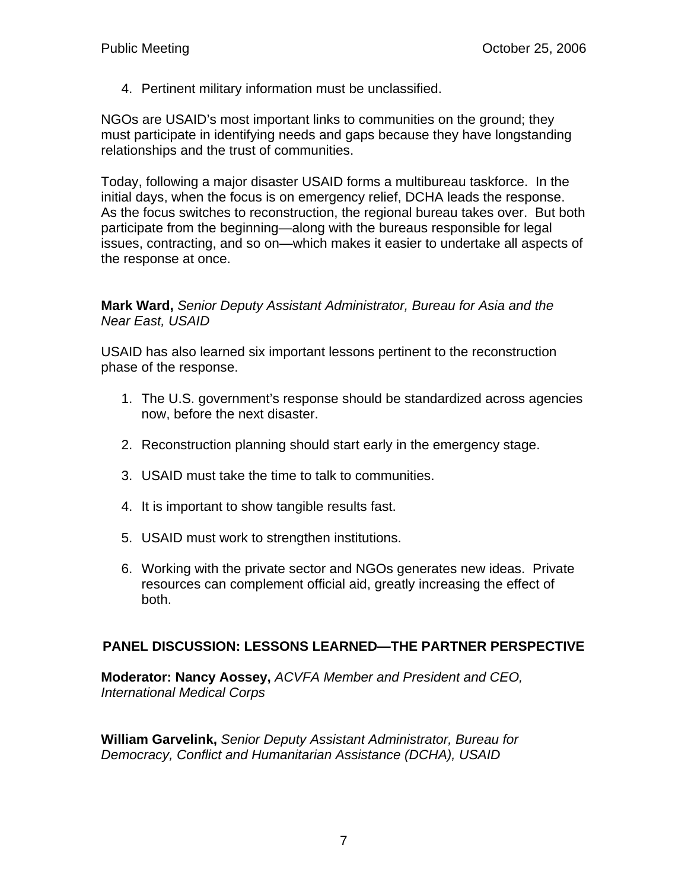4. Pertinent military information must be unclassified.

NGOs are USAID's most important links to communities on the ground; they must participate in identifying needs and gaps because they have longstanding relationships and the trust of communities.

Today, following a major disaster USAID forms a multibureau taskforce. In the initial days, when the focus is on emergency relief, DCHA leads the response. As the focus switches to reconstruction, the regional bureau takes over. But both participate from the beginning—along with the bureaus responsible for legal issues, contracting, and so on—which makes it easier to undertake all aspects of the response at once.

**Mark Ward,** *Senior Deputy Assistant Administrator, Bureau for Asia and the Near East, USAID*

USAID has also learned six important lessons pertinent to the reconstruction phase of the response.

1. The U.S. government's response should be standardized across agencies now, before the next disaster.

2. Reconstruction planning should start early in the emergency stage.

3. USAID must take the time to talk to communities.

4. It is important to show tangible results fast.

5. USAID must work to strengthen institutions.

6. Working with the private sector and NGOs generates new ideas. Private resources can complement official aid, greatly increasing the effect of both.

## PANEL DISCUSSION: LESSONS LEARNED—THE PARTNER PERSPECTIVE

**Moderator: Nancy Aossey,** *ACVFA Member and President and CEO, International Medical Corps*

**William Garvelink,** *Senior Deputy Assistant Administrator, Bureau for Democracy, Conflict and Humanitarian Assistance (DCHA), USAID*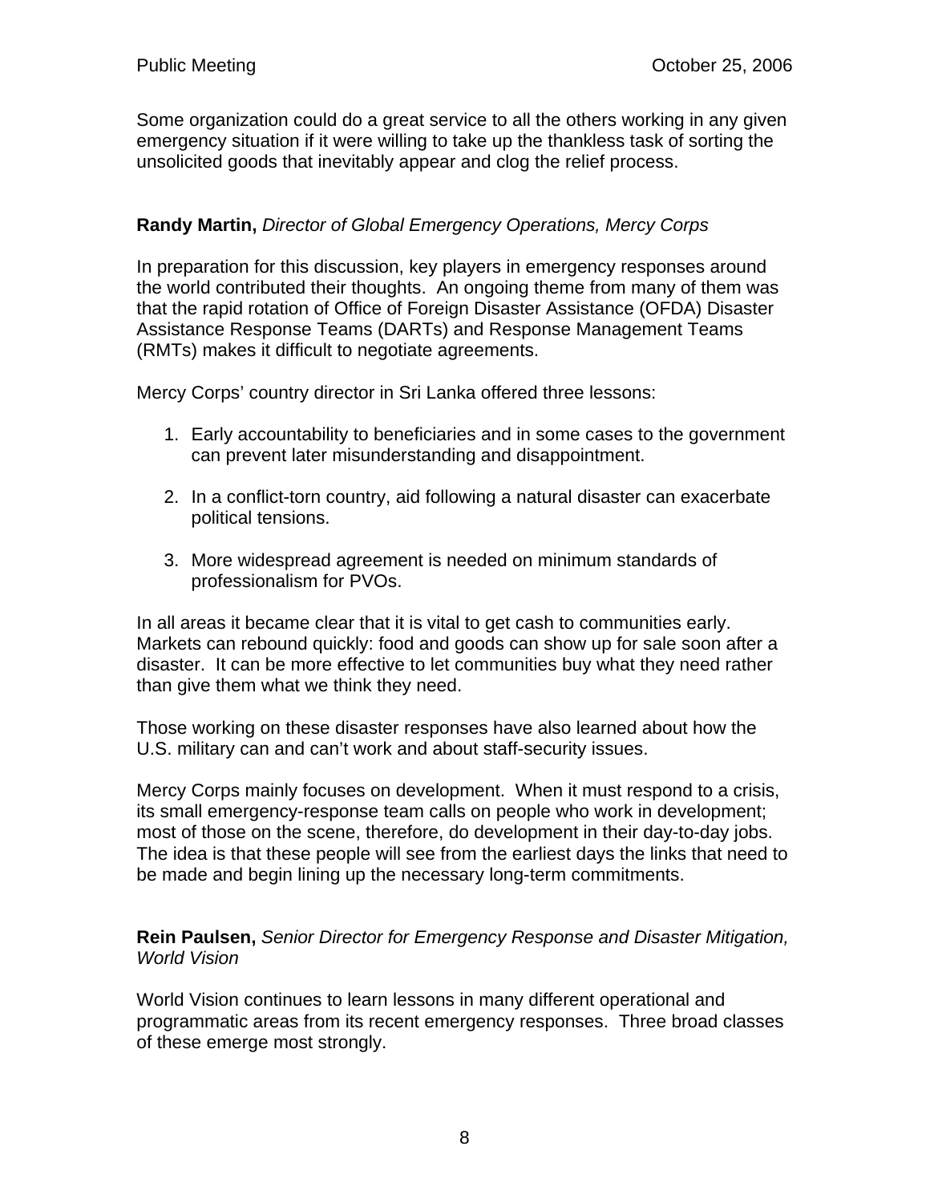Some organization could do a great service to all the others working in any given emergency situation if it were willing to take up the thankless task of sorting the unsolicited goods that inevitably appear and clog the relief process.

**Randy Martin,** *Director of Global Emergency Operations, Mercy Corps*

In preparation for this discussion, key players in emergency responses around the world contributed their thoughts. An ongoing theme from many of them was that the rapid rotation of Office of Foreign Disaster Assistance (OFDA) Disaster Assistance Response Teams (DARTs) and Response Management Teams (RMTs) makes it difficult to negotiate agreements.

Mercy Corps' country director in Sri Lanka offered three lessons:

1. Early accountability to beneficiaries and in some cases to the government can prevent later misunderstanding and disappointment.

2. In a conflict-torn country, aid following a natural disaster can exacerbate political tensions.

3. More widespread agreement is needed on minimum standards of professionalism for PVOs.

In all areas it became clear that it is vital to get cash to communities early. Markets can rebound quickly: food and goods can show up for sale soon after a disaster. It can be more effective to let communities buy what they need rather than give them what we think they need.

Those working on these disaster responses have also learned about how the U.S. military can and can't work and about staff-security issues.

Mercy Corps mainly focuses on development. When it must respond to a crisis, its small emergency-response team calls on people who work in development; most of those on the scene, therefore, do development in their day-to-day jobs. The idea is that these people will see from the earliest days the links that need to be made and begin lining up the necessary long-term commitments.

**Rein Paulsen,** *Senior Director for Emergency Response and Disaster Mitigation, World Vision*

World Vision continues to learn lessons in many different operational and programmatic areas from its recent emergency responses. Three broad classes of these emerge most strongly.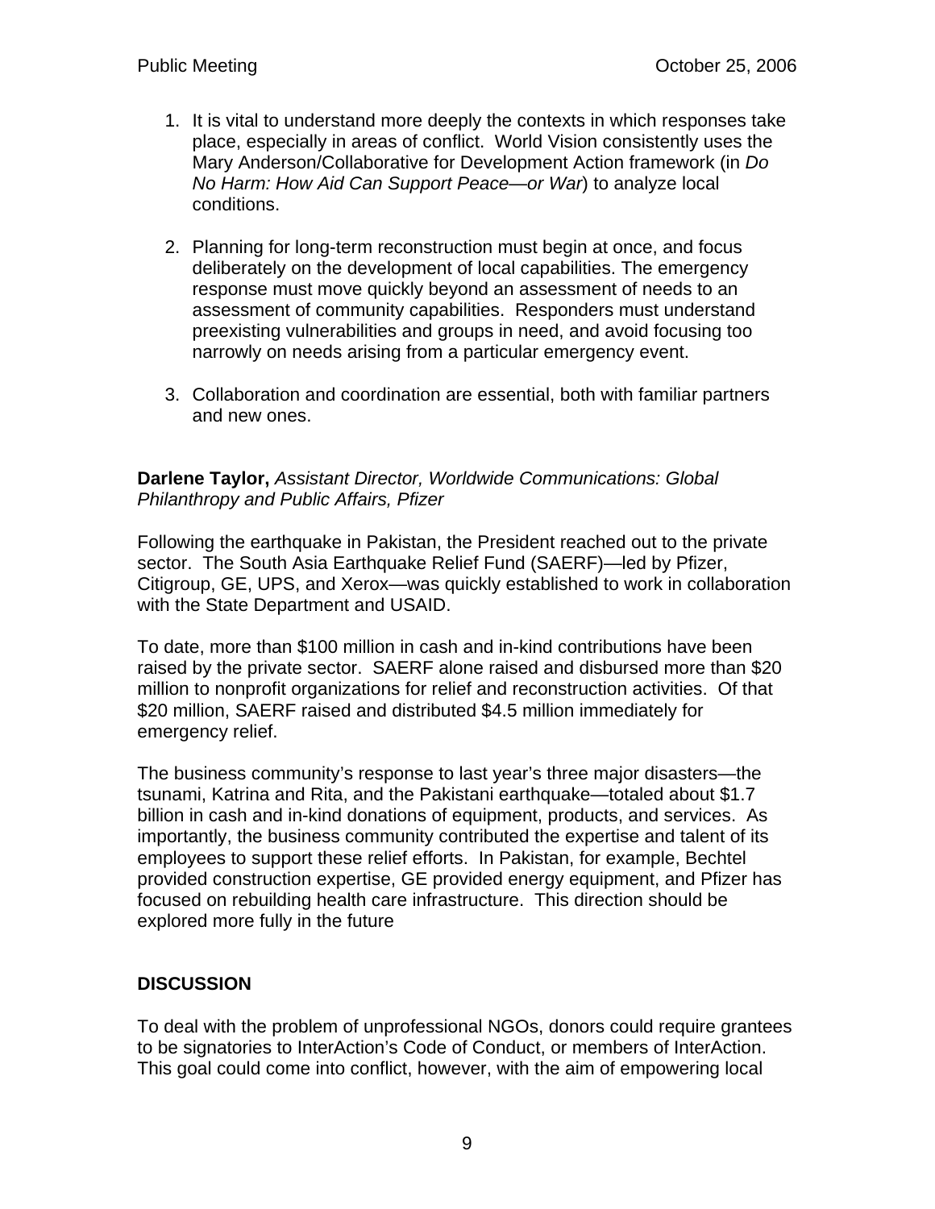1. It is vital to understand more deeply the contexts in which responses take place, especially in areas of conflict. World Vision consistently uses the Mary Anderson/Collaborative for Development Action framework (in *Do No Harm: How Aid Can Support Peace—or War*) to analyze local conditions.

2. Planning for long-term reconstruction must begin at once, and focus deliberately on the development of local capabilities. The emergency response must move quickly beyond an assessment of needs to an assessment of community capabilities. Responders must understand preexisting vulnerabilities and groups in need, and avoid focusing too narrowly on needs arising from a particular emergency event.

3. Collaboration and coordination are essential, both with familiar partners and new ones.

**Darlene Taylor,** *Assistant Director, Worldwide Communications: Global Philanthropy and Public Affairs, Pfizer*

Following the earthquake in Pakistan, the President reached out to the private sector. The South Asia Earthquake Relief Fund (SAERF)—led by Pfizer, Citigroup, GE, UPS, and Xerox—was quickly established to work in collaboration with the State Department and USAID.

To date, more than $100 million in cash and in-kind contributions have been raised by the private sector. SAERF alone raised and disbursed more than $20 million to nonprofit organizations for relief and reconstruction activities. Of that $20 million, SAERF raised and distributed $4.5 million immediately for emergency relief.

The business community's response to last year's three major disasters—the tsunami, Katrina and Rita, and the Pakistani earthquake—totaled about $1.7 billion in cash and in-kind donations of equipment, products, and services. As importantly, the business community contributed the expertise and talent of its employees to support these relief efforts. In Pakistan, for example, Bechtel provided construction expertise, GE provided energy equipment, and Pfizer has focused on rebuilding health care infrastructure. This direction should be explored more fully in the future

## DISCUSSION

To deal with the problem of unprofessional NGOs, donors could require grantees to be signatories to InterAction's Code of Conduct, or members of InterAction. This goal could come into conflict, however, with the aim of empowering local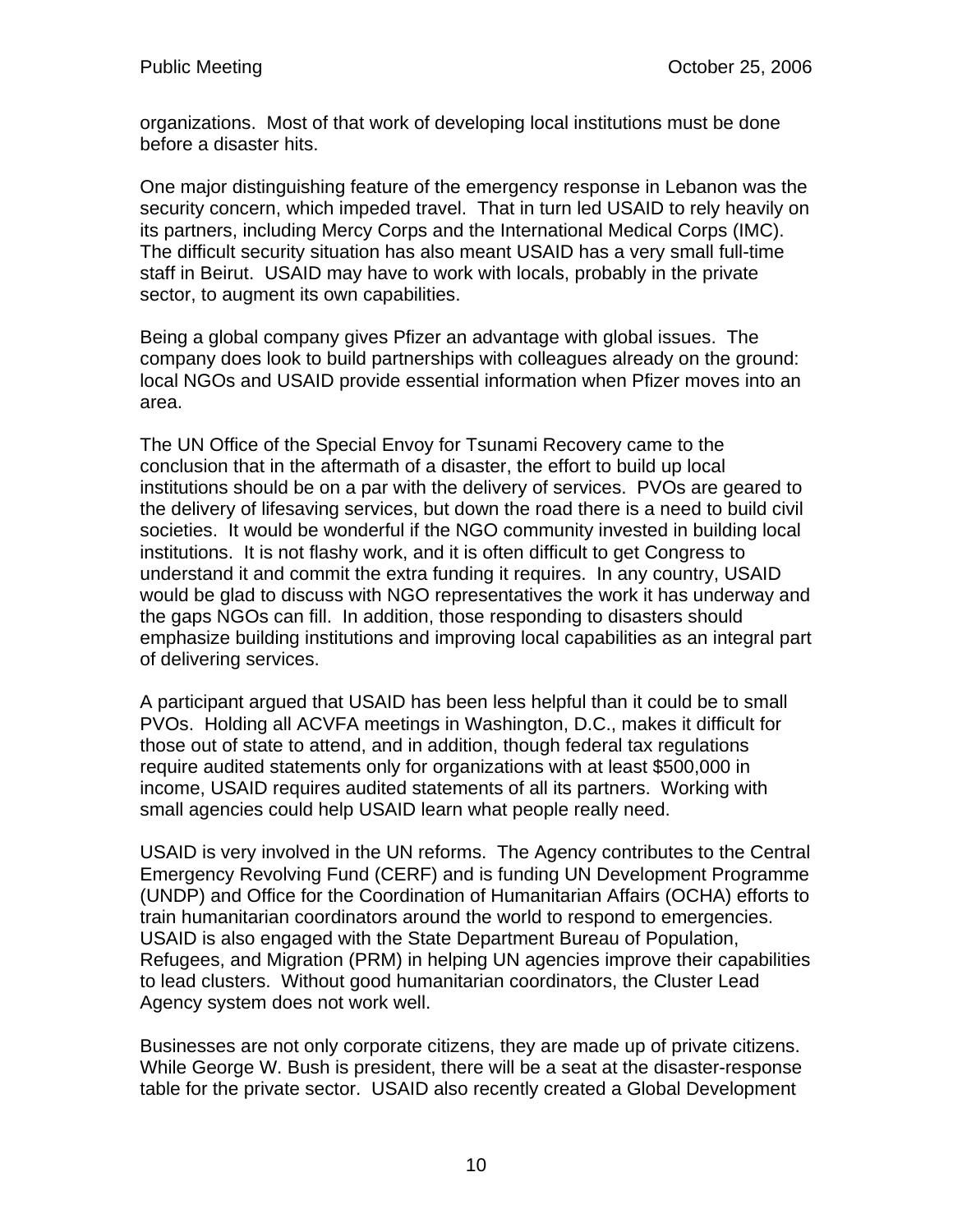organizations. Most of that work of developing local institutions must be done before a disaster hits.

One major distinguishing feature of the emergency response in Lebanon was the security concern, which impeded travel. That in turn led USAID to rely heavily on its partners, including Mercy Corps and the International Medical Corps (IMC). The difficult security situation has also meant USAID has a very small full-time staff in Beirut. USAID may have to work with locals, probably in the private sector, to augment its own capabilities.

Being a global company gives Pfizer an advantage with global issues. The company does look to build partnerships with colleagues already on the ground: local NGOs and USAID provide essential information when Pfizer moves into an area.

The UN Office of the Special Envoy for Tsunami Recovery came to the conclusion that in the aftermath of a disaster, the effort to build up local institutions should be on a par with the delivery of services. PVOs are geared to the delivery of lifesaving services, but down the road there is a need to build civil societies. It would be wonderful if the NGO community invested in building local institutions. It is not flashy work, and it is often difficult to get Congress to understand it and commit the extra funding it requires. In any country, USAID would be glad to discuss with NGO representatives the work it has underway and the gaps NGOs can fill. In addition, those responding to disasters should emphasize building institutions and improving local capabilities as an integral part of delivering services.

A participant argued that USAID has been less helpful than it could be to small PVOs. Holding all ACVFA meetings in Washington, D.C., makes it difficult for those out of state to attend, and in addition, though federal tax regulations require audited statements only for organizations with at least $500,000 in income, USAID requires audited statements of all its partners. Working with small agencies could help USAID learn what people really need.

USAID is very involved in the UN reforms. The Agency contributes to the Central Emergency Revolving Fund (CERF) and is funding UN Development Programme (UNDP) and Office for the Coordination of Humanitarian Affairs (OCHA) efforts to train humanitarian coordinators around the world to respond to emergencies. USAID is also engaged with the State Department Bureau of Population, Refugees, and Migration (PRM) in helping UN agencies improve their capabilities to lead clusters. Without good humanitarian coordinators, the Cluster Lead Agency system does not work well.

Businesses are not only corporate citizens, they are made up of private citizens. While George W. Bush is president, there will be a seat at the disaster-response table for the private sector. USAID also recently created a Global Development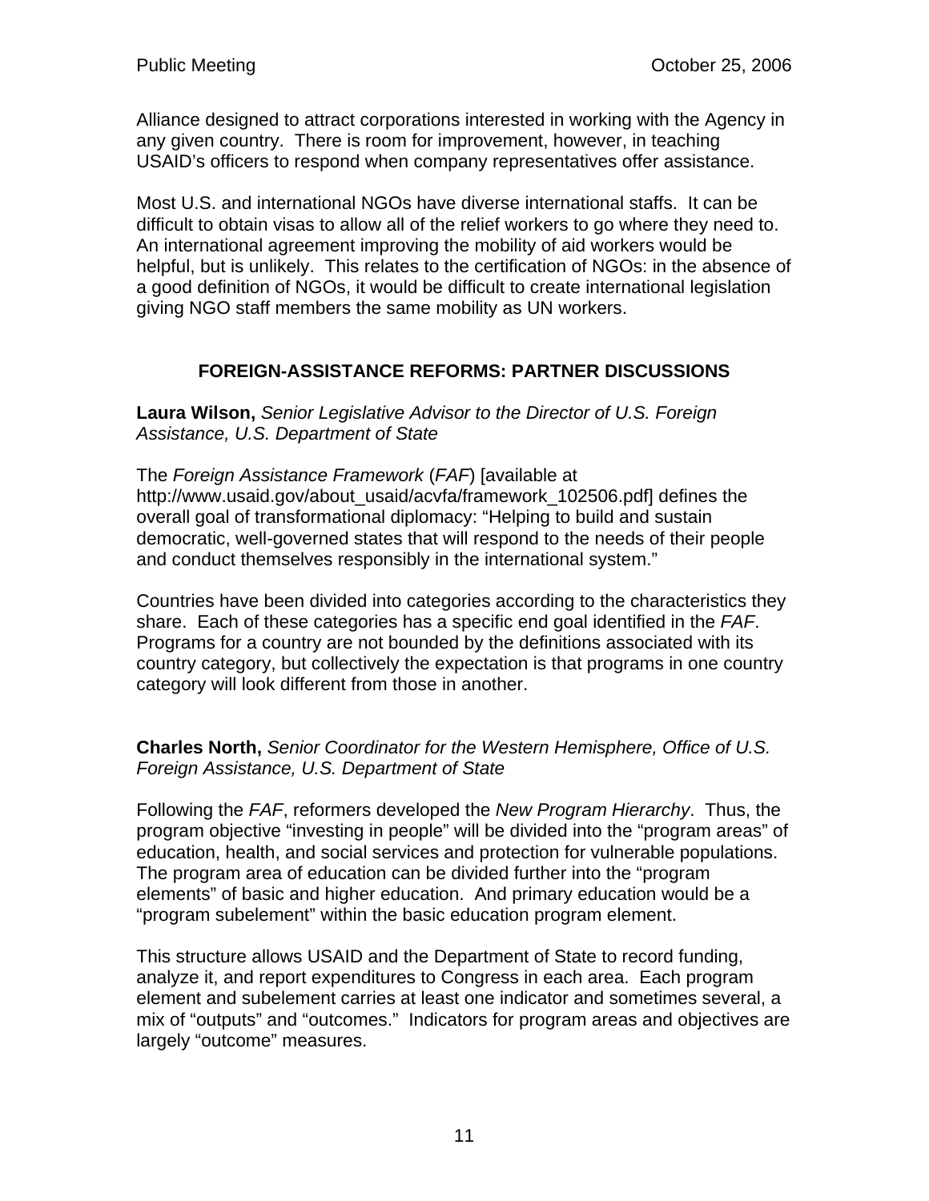Alliance designed to attract corporations interested in working with the Agency in any given country. There is room for improvement, however, in teaching USAID's officers to respond when company representatives offer assistance.

Most U.S. and international NGOs have diverse international staffs. It can be difficult to obtain visas to allow all of the relief workers to go where they need to. An international agreement improving the mobility of aid workers would be helpful, but is unlikely. This relates to the certification of NGOs: in the absence of a good definition of NGOs, it would be difficult to create international legislation giving NGO staff members the same mobility as UN workers.

## FOREIGN-ASSISTANCE REFORMS: PARTNER DISCUSSIONS

**Laura Wilson,** *Senior Legislative Advisor to the Director of U.S. Foreign Assistance, U.S. Department of State*

The *Foreign Assistance Framework* (*FAF*) [available at http://www.usaid.gov/about_usaid/acvfa/framework_102506.pdf] defines the overall goal of transformational diplomacy: "Helping to build and sustain democratic, well-governed states that will respond to the needs of their people and conduct themselves responsibly in the international system."

Countries have been divided into categories according to the characteristics they share. Each of these categories has a specific end goal identified in the *FAF*. Programs for a country are not bounded by the definitions associated with its country category, but collectively the expectation is that programs in one country category will look different from those in another.

**Charles North,** *Senior Coordinator for the Western Hemisphere, Office of U.S. Foreign Assistance, U.S. Department of State*

Following the *FAF*, reformers developed the *New Program Hierarchy*. Thus, the program objective "investing in people" will be divided into the "program areas" of education, health, and social services and protection for vulnerable populations. The program area of education can be divided further into the "program elements" of basic and higher education. And primary education would be a "program subelement" within the basic education program element.

This structure allows USAID and the Department of State to record funding, analyze it, and report expenditures to Congress in each area. Each program element and subelement carries at least one indicator and sometimes several, a mix of "outputs" and "outcomes." Indicators for program areas and objectives are largely "outcome" measures.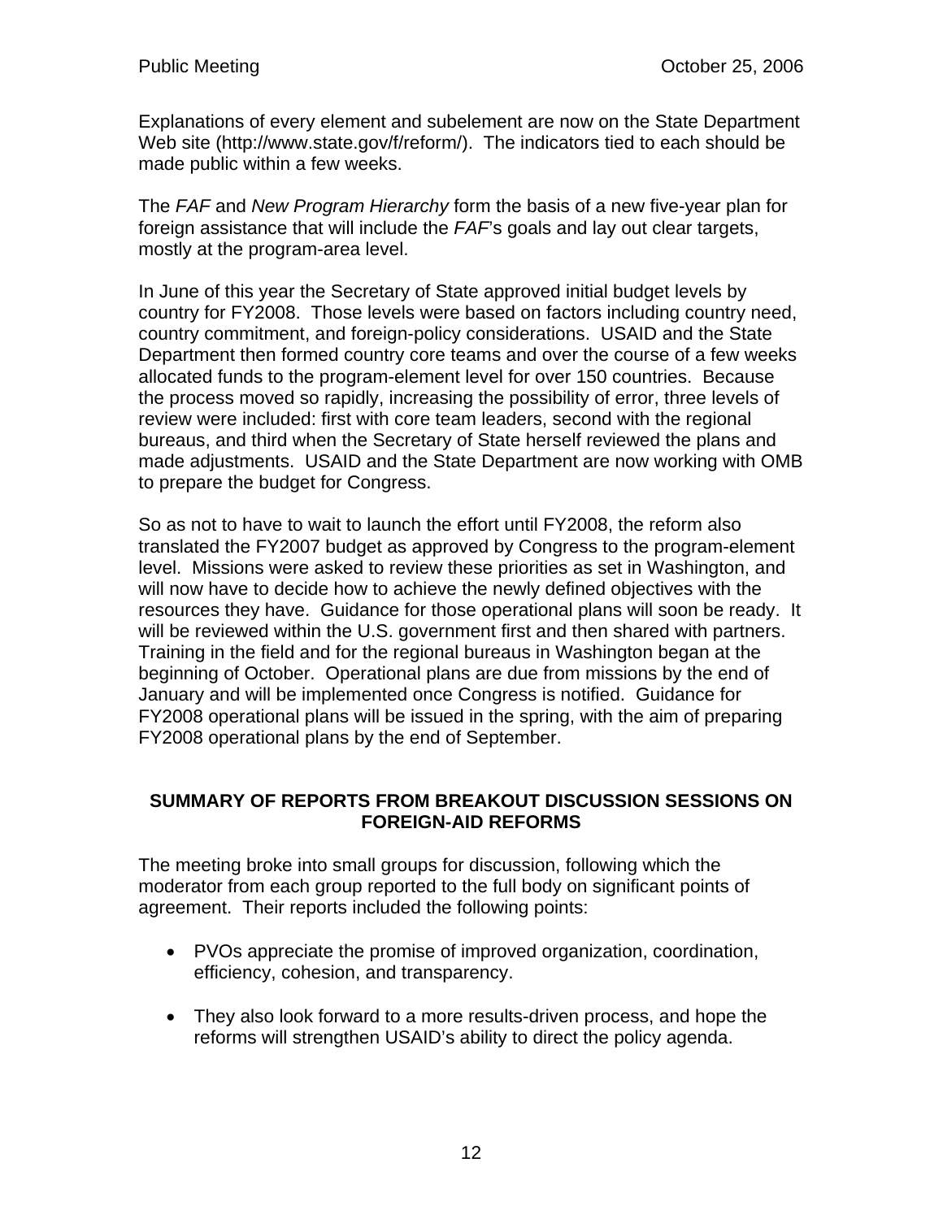Explanations of every element and subelement are now on the State Department Web site (http://www.state.gov/f/reform/). The indicators tied to each should be made public within a few weeks.

The *FAF* and *New Program Hierarchy* form the basis of a new five-year plan for foreign assistance that will include the *FAF*'s goals and lay out clear targets, mostly at the program-area level.

In June of this year the Secretary of State approved initial budget levels by country for FY2008. Those levels were based on factors including country need, country commitment, and foreign-policy considerations. USAID and the State Department then formed country core teams and over the course of a few weeks allocated funds to the program-element level for over 150 countries. Because the process moved so rapidly, increasing the possibility of error, three levels of review were included: first with core team leaders, second with the regional bureaus, and third when the Secretary of State herself reviewed the plans and made adjustments. USAID and the State Department are now working with OMB to prepare the budget for Congress.

So as not to have to wait to launch the effort until FY2008, the reform also translated the FY2007 budget as approved by Congress to the program-element level. Missions were asked to review these priorities as set in Washington, and will now have to decide how to achieve the newly defined objectives with the resources they have. Guidance for those operational plans will soon be ready. It will be reviewed within the U.S. government first and then shared with partners. Training in the field and for the regional bureaus in Washington began at the beginning of October. Operational plans are due from missions by the end of January and will be implemented once Congress is notified. Guidance for FY2008 operational plans will be issued in the spring, with the aim of preparing FY2008 operational plans by the end of September.

## SUMMARY OF REPORTS FROM BREAKOUT DISCUSSION SESSIONS ON FOREIGN-AID REFORMS

The meeting broke into small groups for discussion, following which the moderator from each group reported to the full body on significant points of agreement. Their reports included the following points:

- PVOs appreciate the promise of improved organization, coordination, efficiency, cohesion, and transparency.
- They also look forward to a more results-driven process, and hope the reforms will strengthen USAID's ability to direct the policy agenda.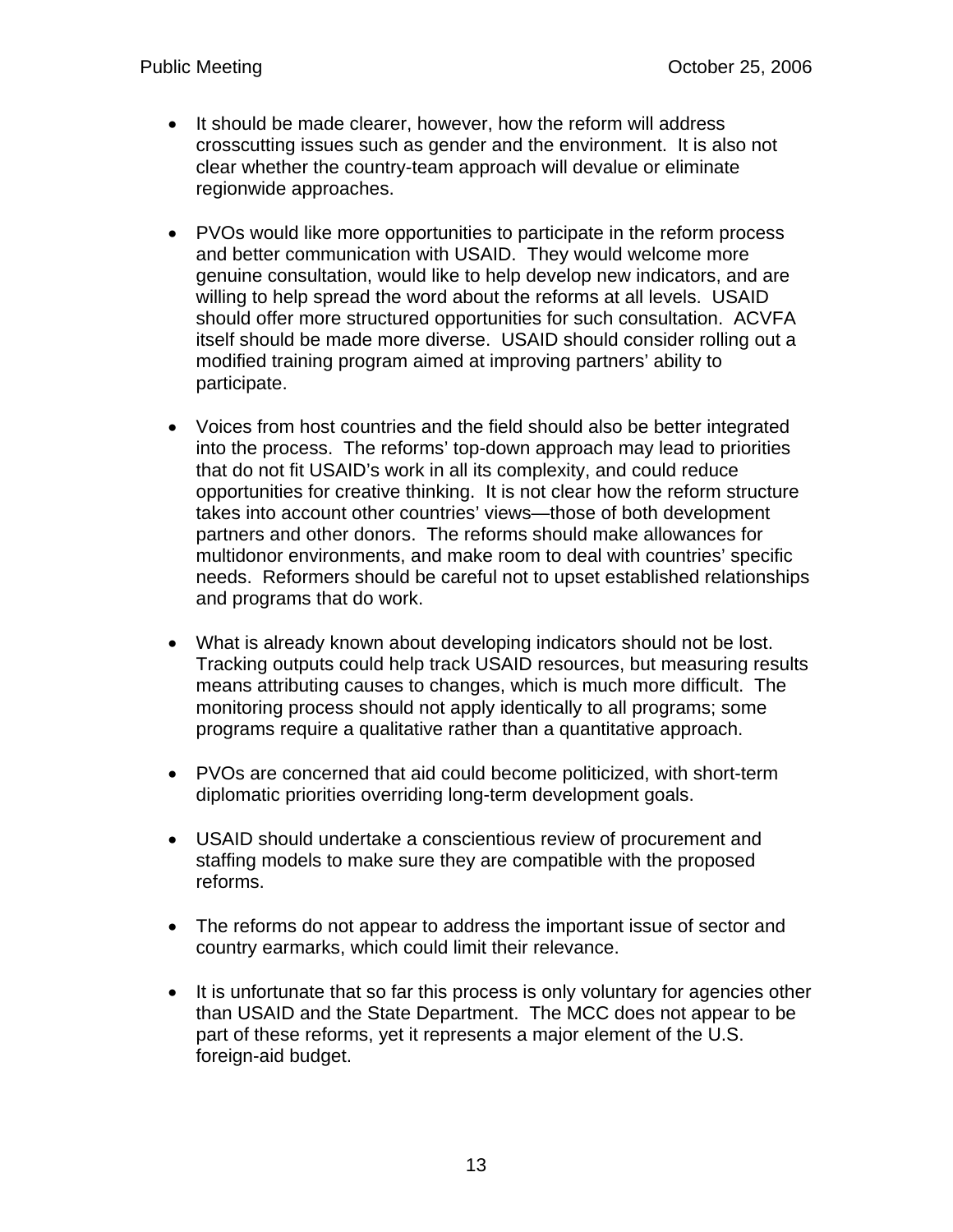- It should be made clearer, however, how the reform will address crosscutting issues such as gender and the environment. It is also not clear whether the country-team approach will devalue or eliminate regionwide approaches.

- PVOs would like more opportunities to participate in the reform process and better communication with USAID. They would welcome more genuine consultation, would like to help develop new indicators, and are willing to help spread the word about the reforms at all levels. USAID should offer more structured opportunities for such consultation. ACVFA itself should be made more diverse. USAID should consider rolling out a modified training program aimed at improving partners' ability to participate.

- Voices from host countries and the field should also be better integrated into the process. The reforms' top-down approach may lead to priorities that do not fit USAID's work in all its complexity, and could reduce opportunities for creative thinking. It is not clear how the reform structure takes into account other countries' views—those of both development partners and other donors. The reforms should make allowances for multidonor environments, and make room to deal with countries' specific needs. Reformers should be careful not to upset established relationships and programs that do work.

- What is already known about developing indicators should not be lost. Tracking outputs could help track USAID resources, but measuring results means attributing causes to changes, which is much more difficult. The monitoring process should not apply identically to all programs; some programs require a qualitative rather than a quantitative approach.

- PVOs are concerned that aid could become politicized, with short-term diplomatic priorities overriding long-term development goals.

- USAID should undertake a conscientious review of procurement and staffing models to make sure they are compatible with the proposed reforms.

- The reforms do not appear to address the important issue of sector and country earmarks, which could limit their relevance.

- It is unfortunate that so far this process is only voluntary for agencies other than USAID and the State Department. The MCC does not appear to be part of these reforms, yet it represents a major element of the U.S. foreign-aid budget.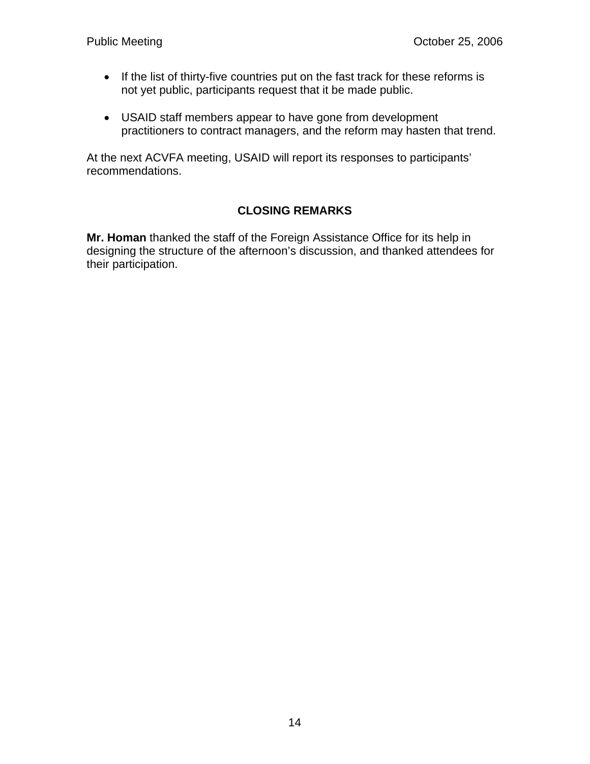- If the list of thirty-five countries put on the fast track for these reforms is not yet public, participants request that it be made public.

- USAID staff members appear to have gone from development practitioners to contract managers, and the reform may hasten that trend.

At the next ACVFA meeting, USAID will report its responses to participants' recommendations.

## CLOSING REMARKS

**Mr. Homan** thanked the staff of the Foreign Assistance Office for its help in designing the structure of the afternoon's discussion, and thanked attendees for their participation.